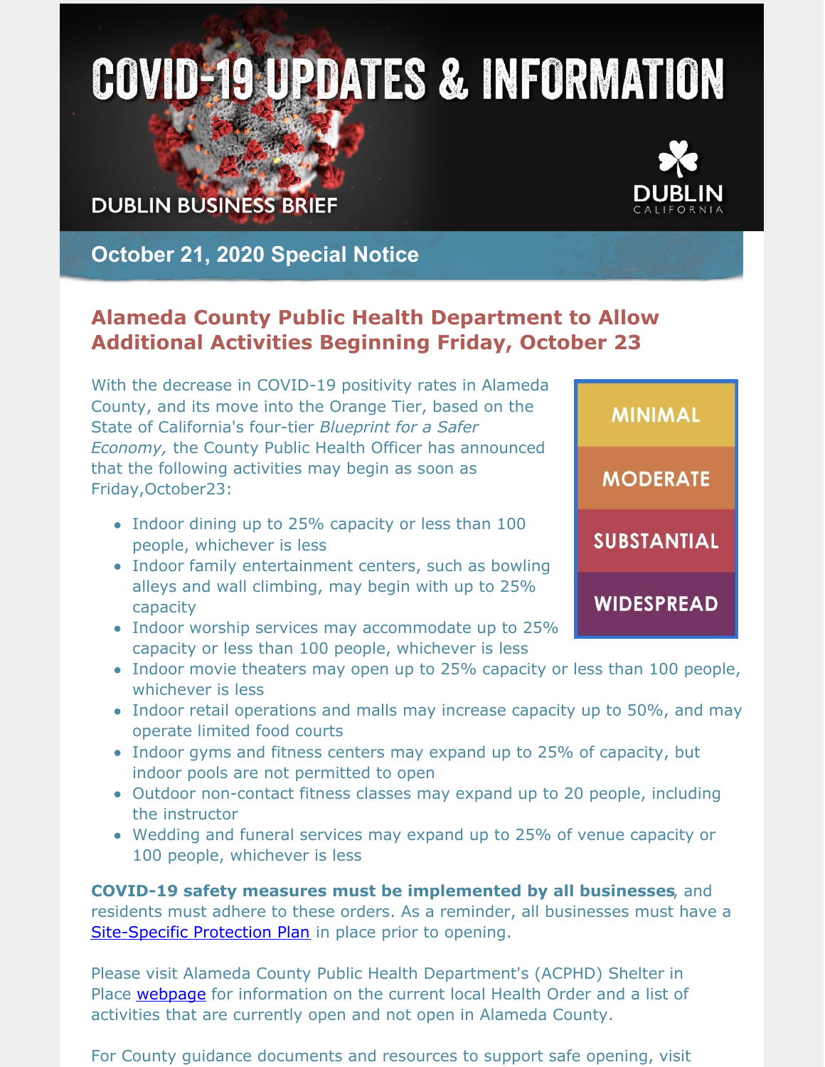# COVID-19 UPDATES & INFORMATION

DUBLIN BUSINESS BRIEF

DUBLIN CALIFORNIA

## October 21, 2020 Special Notice

### Alameda County Public Health Department to Allow Additional Activities Beginning Friday, October 23

MINIMAL

MODERATE

SUBSTANTIAL

WIDESPREAD

With the decrease in COVID-19 positivity rates in Alameda County, and its move into the Orange Tier, based on the State of California's four-tier *Blueprint for a Safer Economy,* the County Public Health Officer has announced that the following activities may begin as soon as Friday,October23:

- Indoor dining up to 25% capacity or less than 100 people, whichever is less
- Indoor family entertainment centers, such as bowling alleys and wall climbing, may begin with up to 25% capacity
- Indoor worship services may accommodate up to 25% capacity or less than 100 people, whichever is less
- Indoor movie theaters may open up to 25% capacity or less than 100 people, whichever is less
- Indoor retail operations and malls may increase capacity up to 50%, and may operate limited food courts
- Indoor gyms and fitness centers may expand up to 25% of capacity, but indoor pools are not permitted to open
- Outdoor non-contact fitness classes may expand up to 20 people, including the instructor
- Wedding and funeral services may expand up to 25% of venue capacity or 100 people, whichever is less

**COVID-19 safety measures must be implemented by all businesses**, and residents must adhere to these orders. As a reminder, all businesses must have a Site-Specific Protection Plan in place prior to opening.

Please visit Alameda County Public Health Department's (ACPHD) Shelter in Place webpage for information on the current local Health Order and a list of activities that are currently open and not open in Alameda County.

For County guidance documents and resources to support safe opening, visit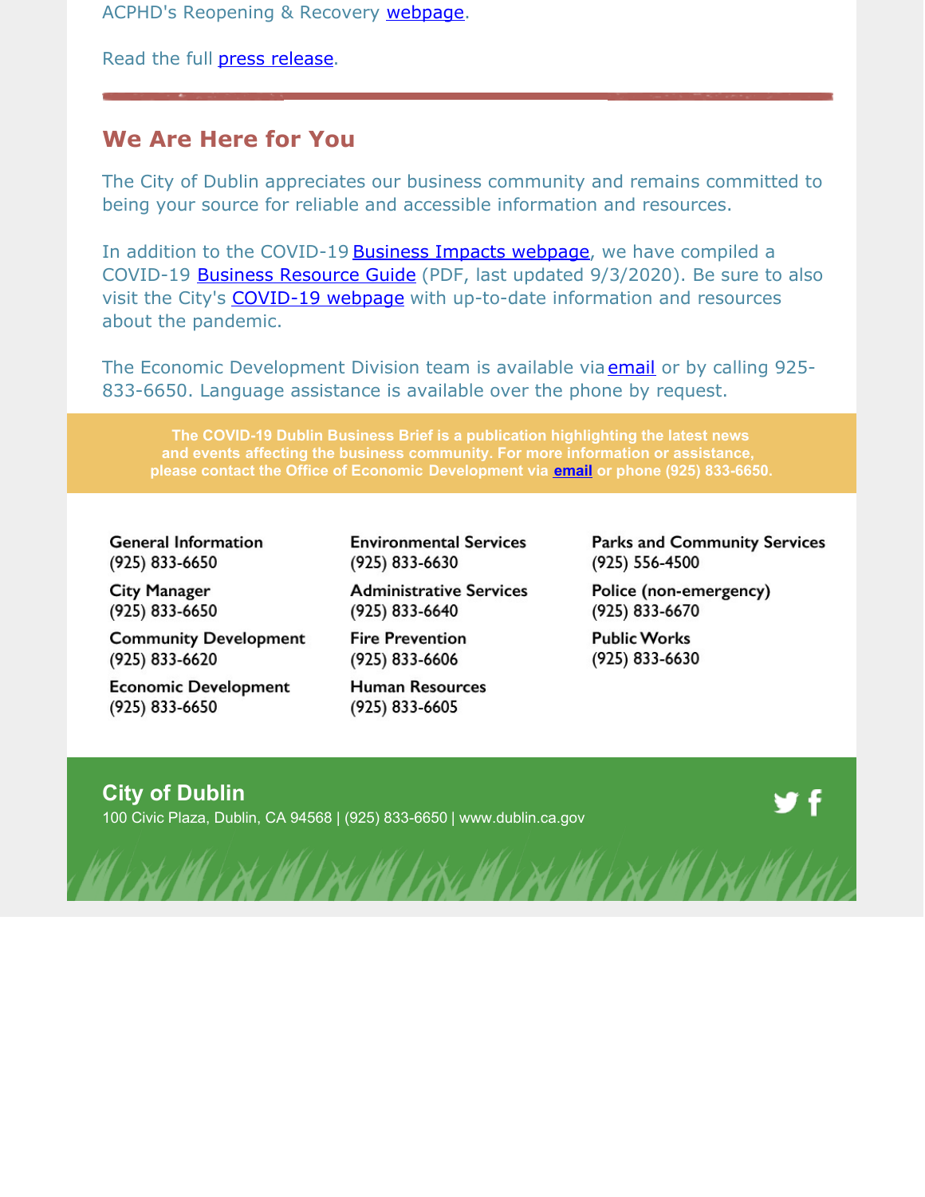ACPHD's Reopening & Recovery webpage.

Read the full press release.

## We Are Here for You

The City of Dublin appreciates our business community and remains committed to being your source for reliable and accessible information and resources.

In addition to the COVID-19 Business Impacts webpage, we have compiled a COVID-19 Business Resource Guide (PDF, last updated 9/3/2020). Be sure to also visit the City's COVID-19 webpage with up-to-date information and resources about the pandemic.

The Economic Development Division team is available via email or by calling 925-833-6650. Language assistance is available over the phone by request.

**The COVID-19 Dublin Business Brief is a publication highlighting the latest news and events affecting the business community. For more information or assistance, please contact the Office of Economic Development via email or phone (925) 833-6650.**

**General Information**
(925) 833-6650

**City Manager**
(925) 833-6650

**Community Development**
(925) 833-6620

**Economic Development**
(925) 833-6650

**Environmental Services**
(925) 833-6630

**Administrative Services**
(925) 833-6640

**Fire Prevention**
(925) 833-6606

**Human Resources**
(925) 833-6605

**Parks and Community Services**
(925) 556-4500

**Police (non-emergency)**
(925) 833-6670

**Public Works**
(925) 833-6630

**City of Dublin**
100 Civic Plaza, Dublin, CA 94568 | (925) 833-6650 | www.dublin.ca.gov